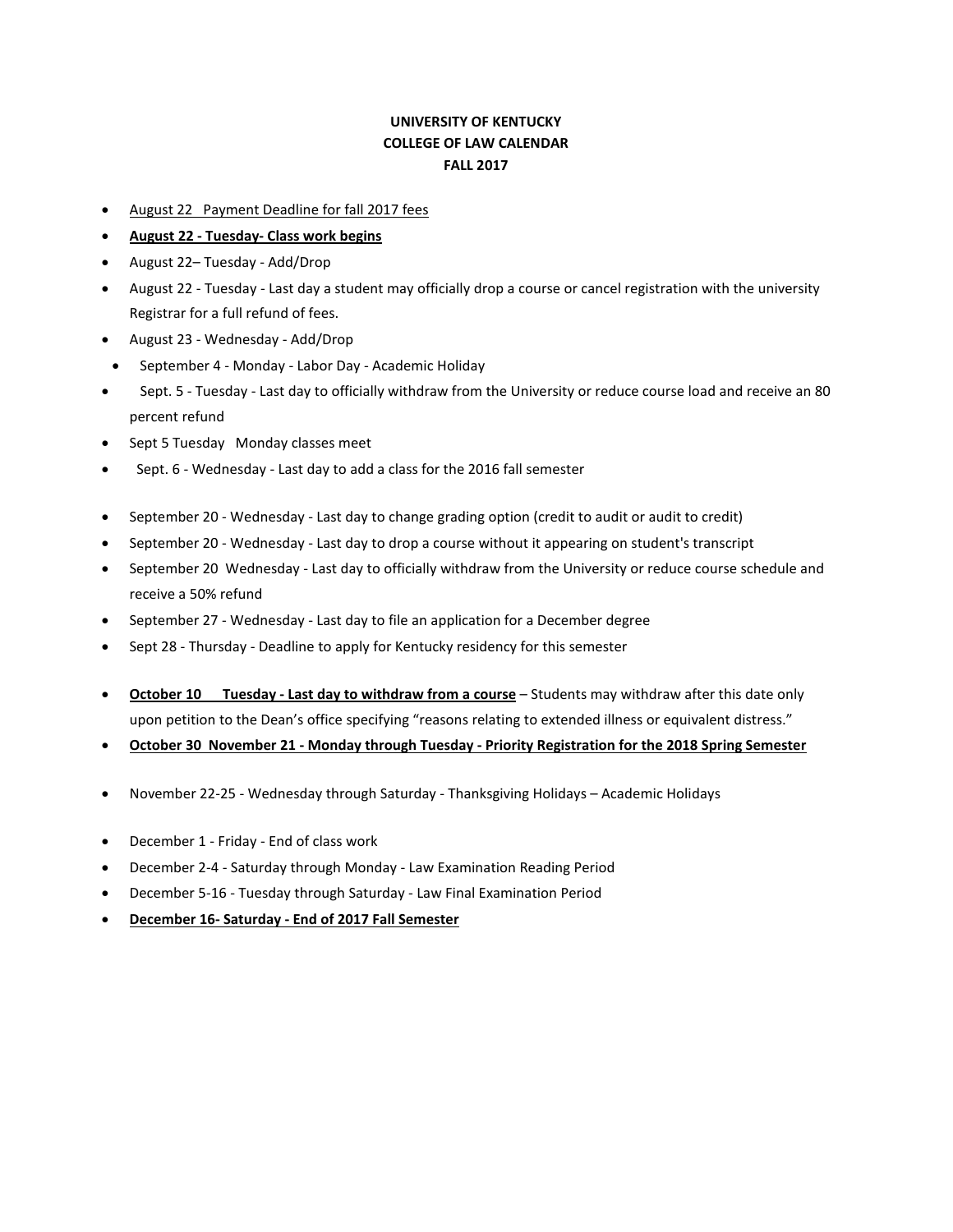**UNIVERSITY OF KENTUCKY**
**COLLEGE OF LAW CALENDAR**
**FALL 2017**

- <u>August 22 Payment Deadline for fall 2017 fees</u>
- <u>**August 22 - Tuesday- Class work begins**</u>
- August 22– Tuesday - Add/Drop
- August 22 - Tuesday - Last day a student may officially drop a course or cancel registration with the university Registrar for a full refund of fees.
- August 23 - Wednesday - Add/Drop
- September 4 - Monday - Labor Day - Academic Holiday
- Sept. 5 - Tuesday - Last day to officially withdraw from the University or reduce course load and receive an 80 percent refund
- Sept 5 Tuesday Monday classes meet
- Sept. 6 - Wednesday - Last day to add a class for the 2016 fall semester

- September 20 - Wednesday - Last day to change grading option (credit to audit or audit to credit)
- September 20 - Wednesday - Last day to drop a course without it appearing on student's transcript
- September 20 Wednesday - Last day to officially withdraw from the University or reduce course schedule and receive a 50% refund
- September 27 - Wednesday - Last day to file an application for a December degree
- Sept 28 - Thursday - Deadline to apply for Kentucky residency for this semester

- <u>**October 10 Tuesday - Last day to withdraw from a course**</u> – Students may withdraw after this date only upon petition to the Dean's office specifying "reasons relating to extended illness or equivalent distress."
- <u>**October 30 November 21 - Monday through Tuesday - Priority Registration for the 2018 Spring Semester**</u>

- November 22-25 - Wednesday through Saturday - Thanksgiving Holidays – Academic Holidays

- December 1 - Friday - End of class work
- December 2-4 - Saturday through Monday - Law Examination Reading Period
- December 5-16 - Tuesday through Saturday - Law Final Examination Period
- <u>**December 16- Saturday - End of 2017 Fall Semester**</u>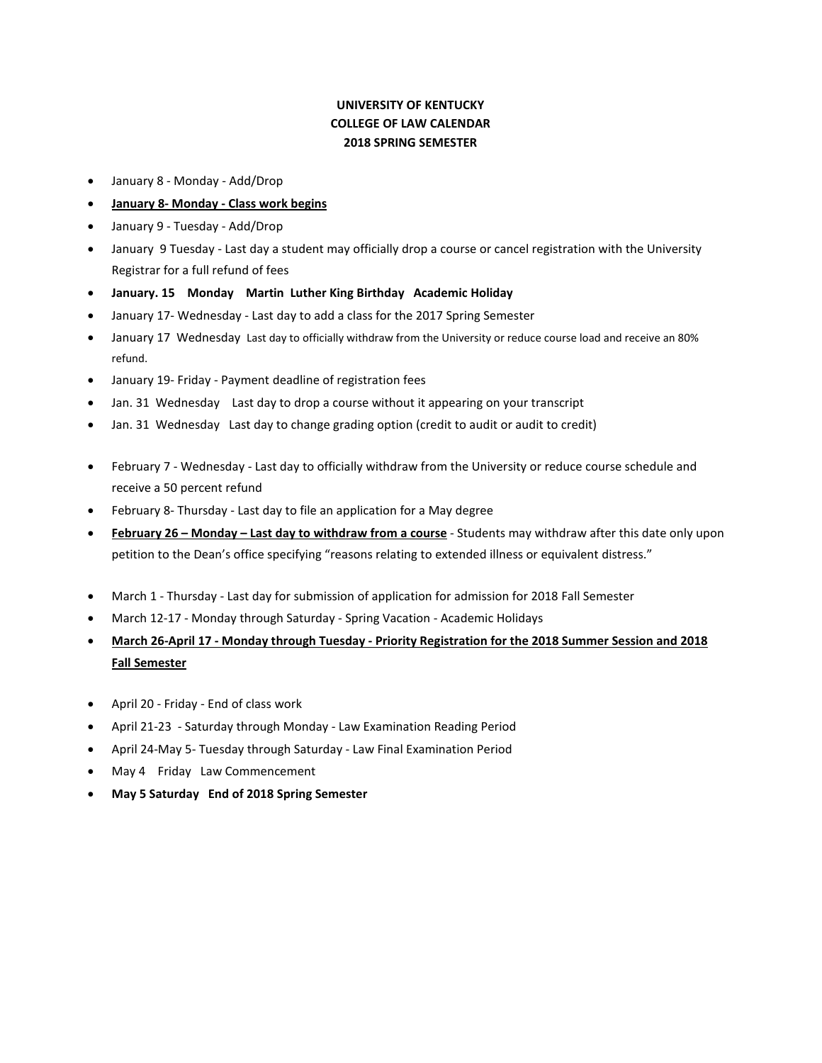**UNIVERSITY OF KENTUCKY**
**COLLEGE OF LAW CALENDAR**
**2018 SPRING SEMESTER**

- January 8 - Monday - Add/Drop
- **January 8- Monday - Class work begins**
- January 9 - Tuesday - Add/Drop
- January 9 Tuesday - Last day a student may officially drop a course or cancel registration with the University Registrar for a full refund of fees
- **January. 15 Monday Martin Luther King Birthday Academic Holiday**
- January 17- Wednesday - Last day to add a class for the 2017 Spring Semester
- January 17 Wednesday Last day to officially withdraw from the University or reduce course load and receive an 80% refund.
- January 19- Friday - Payment deadline of registration fees
- Jan. 31 Wednesday Last day to drop a course without it appearing on your transcript
- Jan. 31 Wednesday Last day to change grading option (credit to audit or audit to credit)
- February 7 - Wednesday - Last day to officially withdraw from the University or reduce course schedule and receive a 50 percent refund
- February 8- Thursday - Last day to file an application for a May degree
- **February 26 – Monday – Last day to withdraw from a course** - Students may withdraw after this date only upon petition to the Dean's office specifying "reasons relating to extended illness or equivalent distress."
- March 1 - Thursday - Last day for submission of application for admission for 2018 Fall Semester
- March 12-17 - Monday through Saturday - Spring Vacation - Academic Holidays
- **March 26-April 17 - Monday through Tuesday - Priority Registration for the 2018 Summer Session and 2018 Fall Semester**
- April 20 - Friday - End of class work
- April 21-23 - Saturday through Monday - Law Examination Reading Period
- April 24-May 5- Tuesday through Saturday - Law Final Examination Period
- May 4 Friday Law Commencement
- **May 5 Saturday End of 2018 Spring Semester**